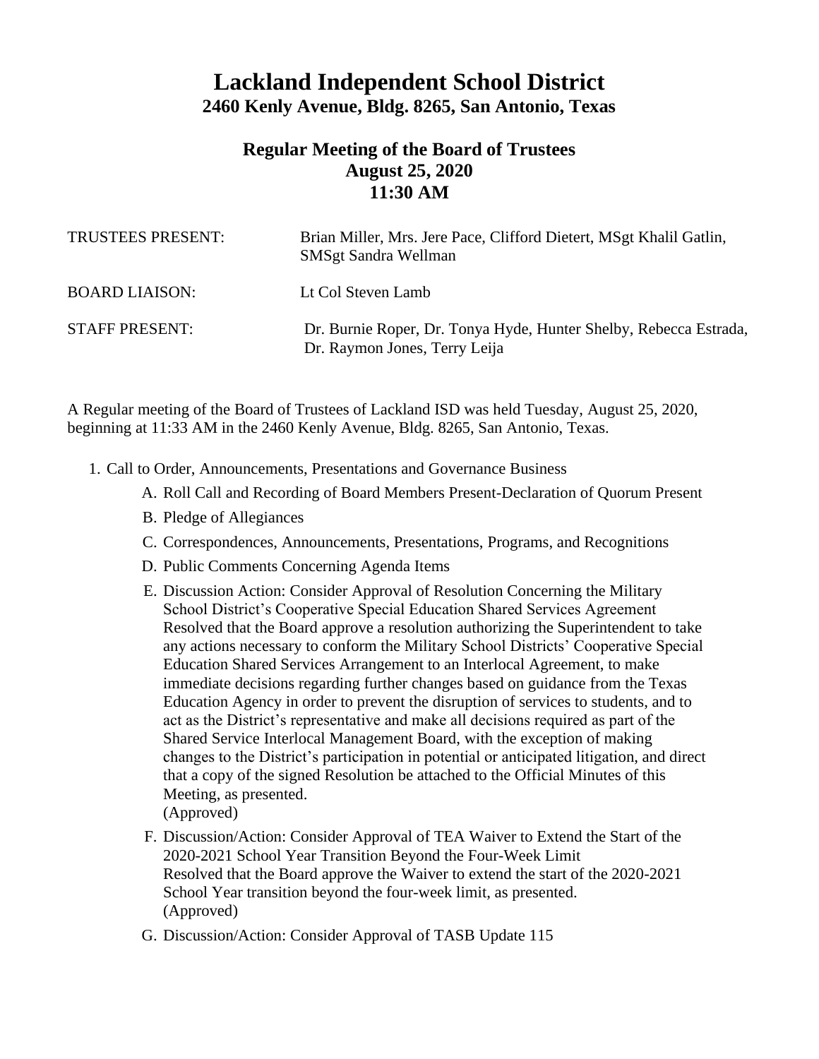# Lackland Independent School District

## 2460 Kenly Avenue, Bldg. 8265, San Antonio, Texas

### Regular Meeting of the Board of Trustees
### August 25, 2020
### 11:30 AM

TRUSTEES PRESENT: Brian Miller, Mrs. Jere Pace, Clifford Dietert, MSgt Khalil Gatlin, SMSgt Sandra Wellman

BOARD LIAISON: Lt Col Steven Lamb

STAFF PRESENT: Dr. Burnie Roper, Dr. Tonya Hyde, Hunter Shelby, Rebecca Estrada, Dr. Raymon Jones, Terry Leija

A Regular meeting of the Board of Trustees of Lackland ISD was held Tuesday, August 25, 2020, beginning at 11:33 AM in the 2460 Kenly Avenue, Bldg. 8265, San Antonio, Texas.

1. Call to Order, Announcements, Presentations and Governance Business
   - A. Roll Call and Recording of Board Members Present-Declaration of Quorum Present
   - B. Pledge of Allegiances
   - C. Correspondences, Announcements, Presentations, Programs, and Recognitions
   - D. Public Comments Concerning Agenda Items
   - E. Discussion Action: Consider Approval of Resolution Concerning the Military School District's Cooperative Special Education Shared Services Agreement
     Resolved that the Board approve a resolution authorizing the Superintendent to take any actions necessary to conform the Military School Districts' Cooperative Special Education Shared Services Arrangement to an Interlocal Agreement, to make immediate decisions regarding further changes based on guidance from the Texas Education Agency in order to prevent the disruption of services to students, and to act as the District's representative and make all decisions required as part of the Shared Service Interlocal Management Board, with the exception of making changes to the District's participation in potential or anticipated litigation, and direct that a copy of the signed Resolution be attached to the Official Minutes of this Meeting, as presented.
     (Approved)
   - F. Discussion/Action: Consider Approval of TEA Waiver to Extend the Start of the 2020-2021 School Year Transition Beyond the Four-Week Limit
     Resolved that the Board approve the Waiver to extend the start of the 2020-2021 School Year transition beyond the four-week limit, as presented.
     (Approved)
   - G. Discussion/Action: Consider Approval of TASB Update 115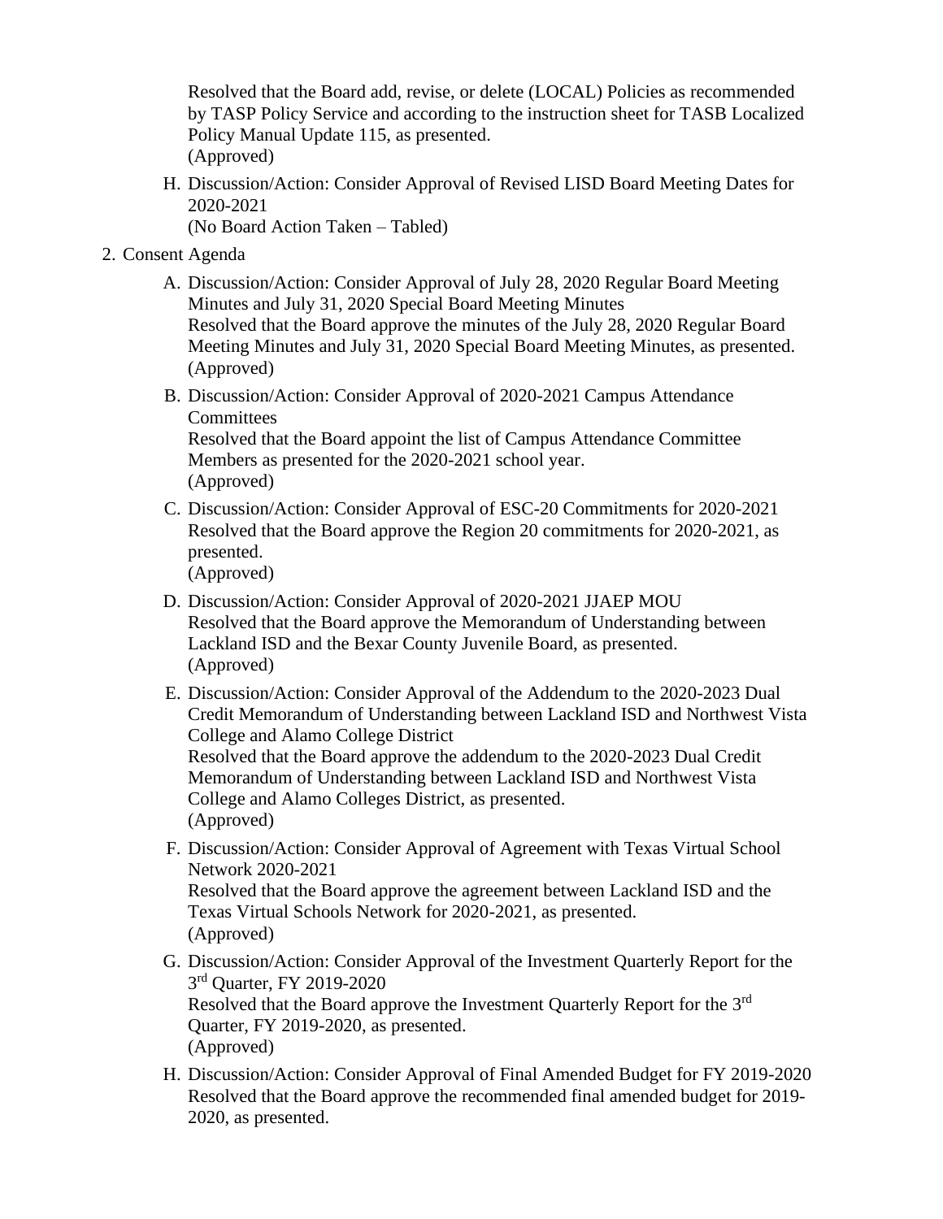Resolved that the Board add, revise, or delete (LOCAL) Policies as recommended by TASP Policy Service and according to the instruction sheet for TASB Localized Policy Manual Update 115, as presented.
(Approved)

H. Discussion/Action: Consider Approval of Revised LISD Board Meeting Dates for 2020-2021
(No Board Action Taken – Tabled)

2. Consent Agenda

A. Discussion/Action: Consider Approval of July 28, 2020 Regular Board Meeting Minutes and July 31, 2020 Special Board Meeting Minutes
Resolved that the Board approve the minutes of the July 28, 2020 Regular Board Meeting Minutes and July 31, 2020 Special Board Meeting Minutes, as presented.
(Approved)

B. Discussion/Action: Consider Approval of 2020-2021 Campus Attendance Committees
Resolved that the Board appoint the list of Campus Attendance Committee Members as presented for the 2020-2021 school year.
(Approved)

C. Discussion/Action: Consider Approval of ESC-20 Commitments for 2020-2021
Resolved that the Board approve the Region 20 commitments for 2020-2021, as presented.
(Approved)

D. Discussion/Action: Consider Approval of 2020-2021 JJAEP MOU
Resolved that the Board approve the Memorandum of Understanding between Lackland ISD and the Bexar County Juvenile Board, as presented.
(Approved)

E. Discussion/Action: Consider Approval of the Addendum to the 2020-2023 Dual Credit Memorandum of Understanding between Lackland ISD and Northwest Vista College and Alamo College District
Resolved that the Board approve the addendum to the 2020-2023 Dual Credit Memorandum of Understanding between Lackland ISD and Northwest Vista College and Alamo Colleges District, as presented.
(Approved)

F. Discussion/Action: Consider Approval of Agreement with Texas Virtual School Network 2020-2021
Resolved that the Board approve the agreement between Lackland ISD and the Texas Virtual Schools Network for 2020-2021, as presented.
(Approved)

G. Discussion/Action: Consider Approval of the Investment Quarterly Report for the 3rd Quarter, FY 2019-2020
Resolved that the Board approve the Investment Quarterly Report for the 3rd Quarter, FY 2019-2020, as presented.
(Approved)

H. Discussion/Action: Consider Approval of Final Amended Budget for FY 2019-2020
Resolved that the Board approve the recommended final amended budget for 2019-2020, as presented.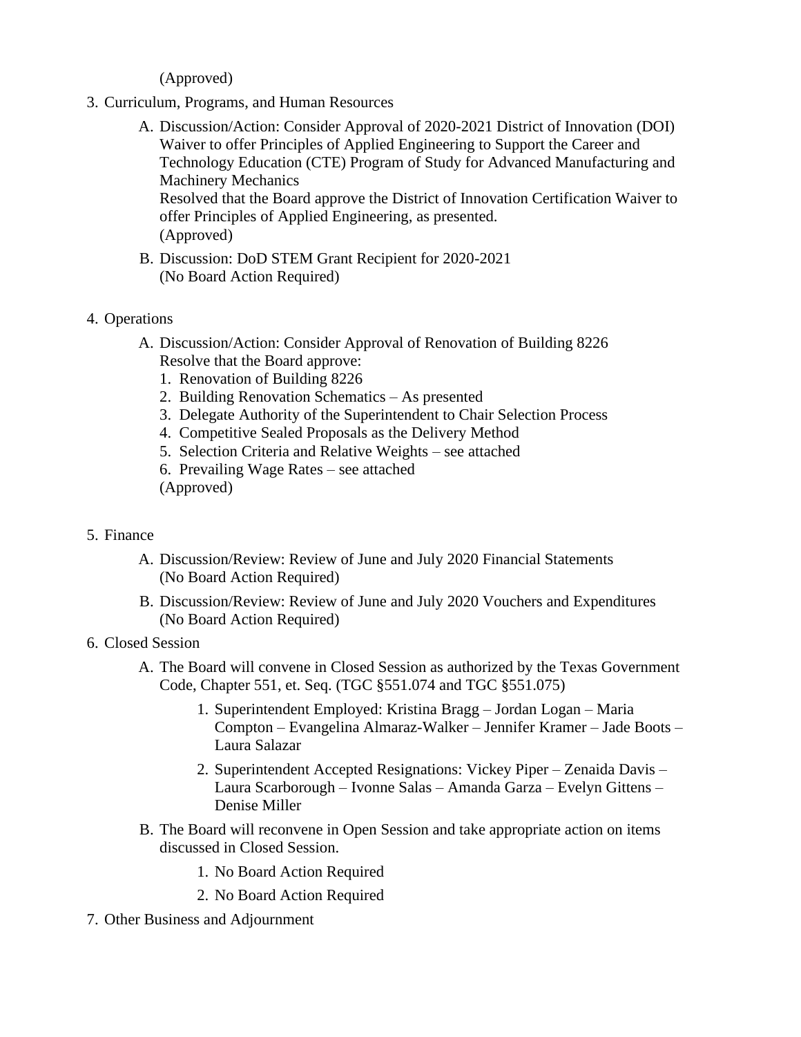(Approved)

3. Curriculum, Programs, and Human Resources

    A. Discussion/Action: Consider Approval of 2020-2021 District of Innovation (DOI) Waiver to offer Principles of Applied Engineering to Support the Career and Technology Education (CTE) Program of Study for Advanced Manufacturing and Machinery Mechanics
    Resolved that the Board approve the District of Innovation Certification Waiver to offer Principles of Applied Engineering, as presented.
    (Approved)

    B. Discussion: DoD STEM Grant Recipient for 2020-2021
    (No Board Action Required)

4. Operations

    A. Discussion/Action: Consider Approval of Renovation of Building 8226
    Resolve that the Board approve:
    1. Renovation of Building 8226
    2. Building Renovation Schematics – As presented
    3. Delegate Authority of the Superintendent to Chair Selection Process
    4. Competitive Sealed Proposals as the Delivery Method
    5. Selection Criteria and Relative Weights – see attached
    6. Prevailing Wage Rates – see attached
    (Approved)

5. Finance

    A. Discussion/Review: Review of June and July 2020 Financial Statements
    (No Board Action Required)

    B. Discussion/Review: Review of June and July 2020 Vouchers and Expenditures
    (No Board Action Required)

6. Closed Session

    A. The Board will convene in Closed Session as authorized by the Texas Government Code, Chapter 551, et. Seq. (TGC §551.074 and TGC §551.075)

        1. Superintendent Employed: Kristina Bragg – Jordan Logan – Maria Compton – Evangelina Almaraz-Walker – Jennifer Kramer – Jade Boots – Laura Salazar

        2. Superintendent Accepted Resignations: Vickey Piper – Zenaida Davis – Laura Scarborough – Ivonne Salas – Amanda Garza – Evelyn Gittens – Denise Miller

    B. The Board will reconvene in Open Session and take appropriate action on items discussed in Closed Session.

        1. No Board Action Required

        2. No Board Action Required

7. Other Business and Adjournment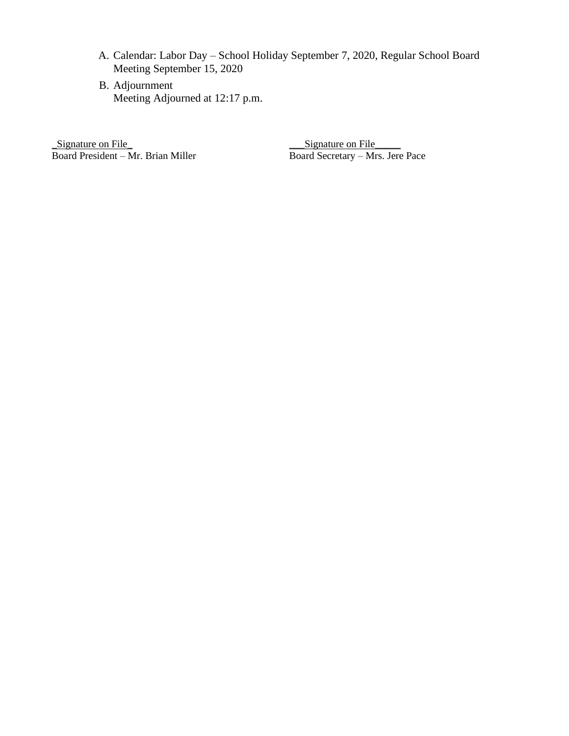A. Calendar: Labor Day – School Holiday September 7, 2020, Regular School Board Meeting September 15, 2020

B. Adjournment
   Meeting Adjourned at 12:17 p.m.

_Signature on File_
Board President – Mr. Brian Miller

___Signature on File_____
Board Secretary – Mrs. Jere Pace